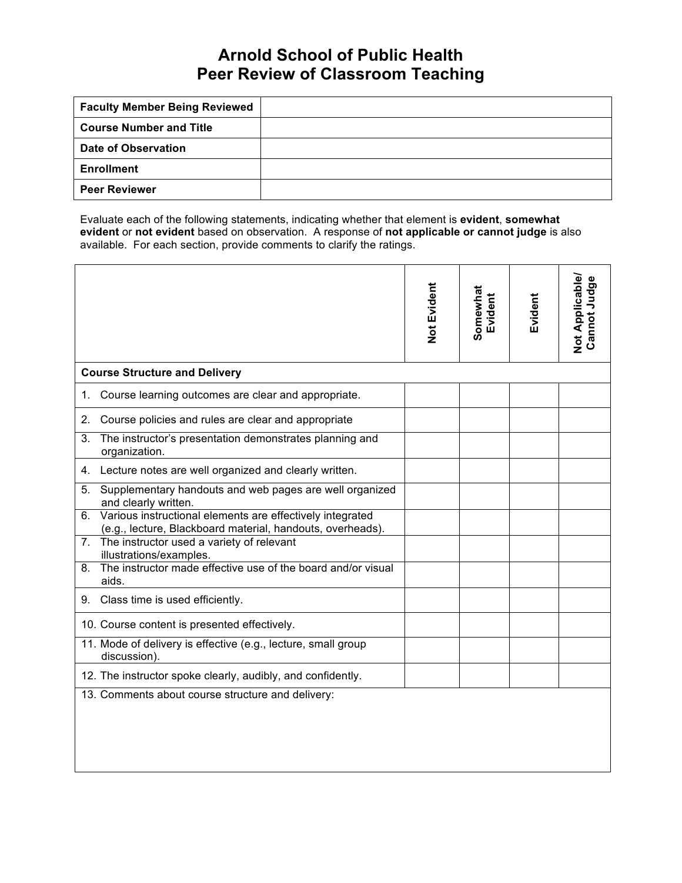# Arnold School of Public Health
# Peer Review of Classroom Teaching

| | |
|---|---|
| **Faculty Member Being Reviewed** | |
| **Course Number and Title** | |
| **Date of Observation** | |
| **Enrollment** | |
| **Peer Reviewer** | |

Evaluate each of the following statements, indicating whether that element is **evident**, **somewhat evident** or **not evident** based on observation. A response of **not applicable or cannot judge** is also available. For each section, provide comments to clarify the ratings.

| | Not Evident | Somewhat Evident | Evident | Not Applicable/ Cannot Judge |
|---|---|---|---|---|
| **Course Structure and Delivery** | | | | |
| 1. Course learning outcomes are clear and appropriate. | | | | |
| 2. Course policies and rules are clear and appropriate | | | | |
| 3. The instructor's presentation demonstrates planning and organization. | | | | |
| 4. Lecture notes are well organized and clearly written. | | | | |
| 5. Supplementary handouts and web pages are well organized and clearly written. | | | | |
| 6. Various instructional elements are effectively integrated (e.g., lecture, Blackboard material, handouts, overheads). | | | | |
| 7. The instructor used a variety of relevant illustrations/examples. | | | | |
| 8. The instructor made effective use of the board and/or visual aids. | | | | |
| 9. Class time is used efficiently. | | | | |
| 10. Course content is presented effectively. | | | | |
| 11. Mode of delivery is effective (e.g., lecture, small group discussion). | | | | |
| 12. The instructor spoke clearly, audibly, and confidently. | | | | |
| 13. Comments about course structure and delivery: | | | | |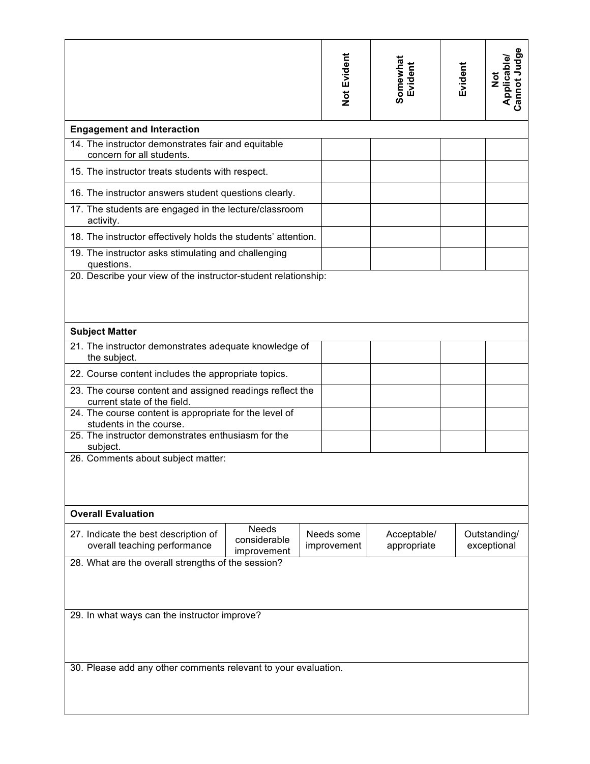| | Not Evident | Somewhat Evident | Evident | Not Applicable/ Cannot Judge |
|---|---|---|---|---|
| **Engagement and Interaction** | | | | |
| 14. The instructor demonstrates fair and equitable concern for all students. | | | | |
| 15. The instructor treats students with respect. | | | | |
| 16. The instructor answers student questions clearly. | | | | |
| 17. The students are engaged in the lecture/classroom activity. | | | | |
| 18. The instructor effectively holds the students' attention. | | | | |
| 19. The instructor asks stimulating and challenging questions. | | | | |
| 20. Describe your view of the instructor-student relationship: | | | | |
| **Subject Matter** | | | | |
| 21. The instructor demonstrates adequate knowledge of the subject. | | | | |
| 22. Course content includes the appropriate topics. | | | | |
| 23. The course content and assigned readings reflect the current state of the field. | | | | |
| 24. The course content is appropriate for the level of students in the course. | | | | |
| 25. The instructor demonstrates enthusiasm for the subject. | | | | |
| 26. Comments about subject matter: | | | | |

**Overall Evaluation**

| | | | | |
|---|---|---|---|---|
| 27. Indicate the best description of overall teaching performance | Needs considerable improvement | Needs some improvement | Acceptable/ appropriate | Outstanding/ exceptional |

28. What are the overall strengths of the session?

29. In what ways can the instructor improve?

30. Please add any other comments relevant to your evaluation.